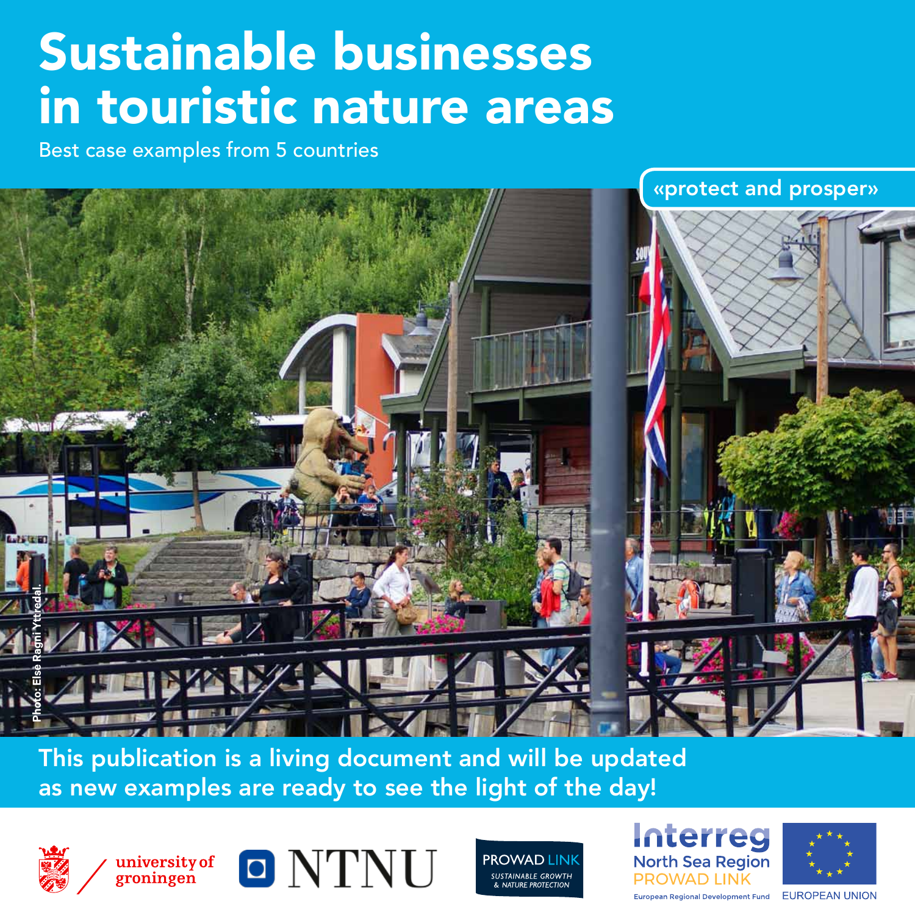# Sustainable businesses in touristic nature areas

Best case examples from 5 countries

«protect and prosper»

Photo: Else Ragni Yttredal.

**This publication is a living document and will be updated as new examples are ready to see the light of the day!**

university of groningen

NTNU

PROWAD LINK
SUSTAINABLE GROWTH & NATURE PROTECTION

Interreg
North Sea Region
PROWAD LINK
European Regional Development Fund

EUROPEAN UNION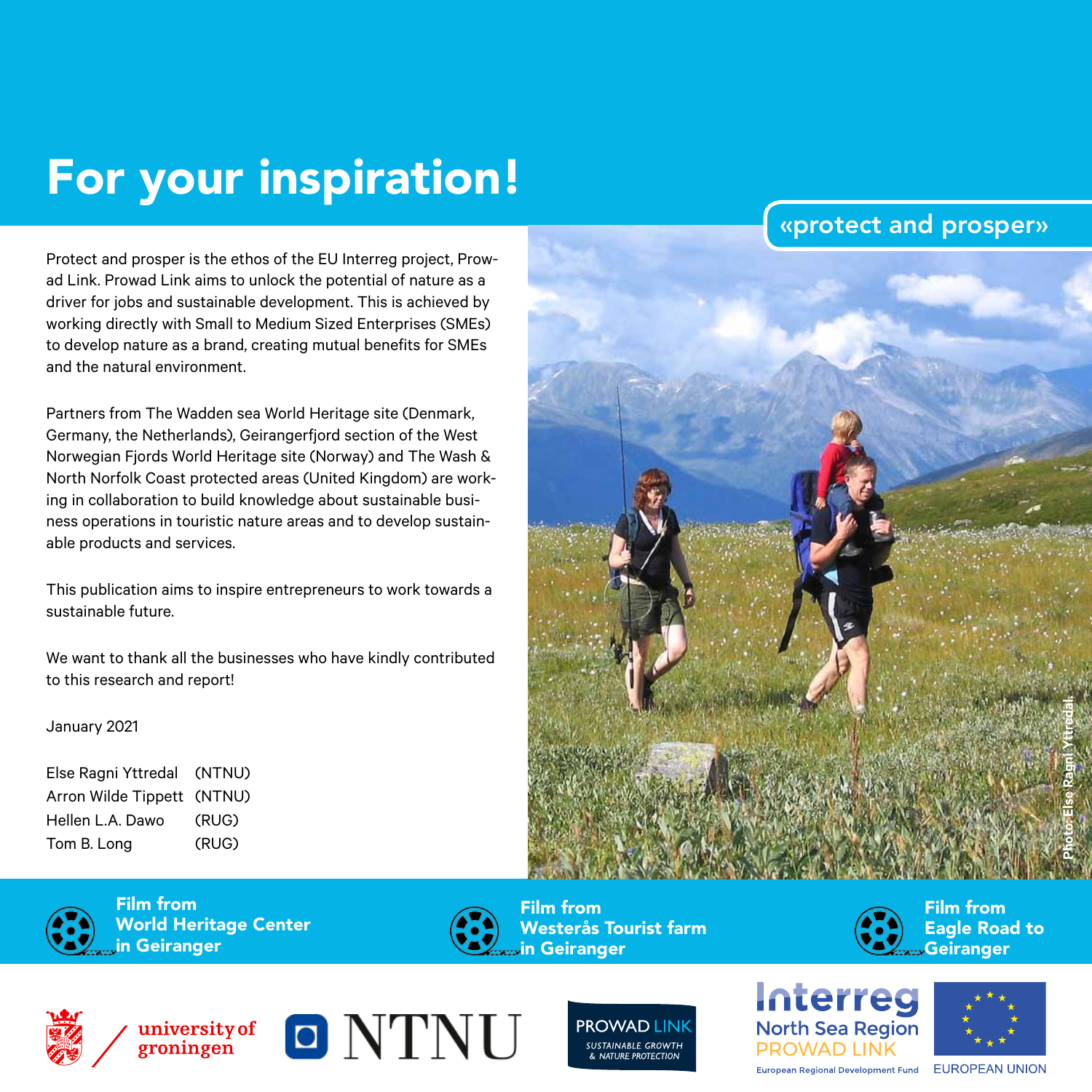# For your inspiration!

«protect and prosper»

Protect and prosper is the ethos of the EU Interreg project, Prowad Link. Prowad Link aims to unlock the potential of nature as a driver for jobs and sustainable development. This is achieved by working directly with Small to Medium Sized Enterprises (SMEs) to develop nature as a brand, creating mutual benefits for SMEs and the natural environment.

Partners from The Wadden sea World Heritage site (Denmark, Germany, the Netherlands), Geirangerfjord section of the West Norwegian Fjords World Heritage site (Norway) and The Wash & North Norfolk Coast protected areas (United Kingdom) are working in collaboration to build knowledge about sustainable business operations in touristic nature areas and to develop sustainable products and services.

This publication aims to inspire entrepreneurs to work towards a sustainable future.

We want to thank all the businesses who have kindly contributed to this research and report!

January 2021

| | |
|---|---|
| Else Ragni Yttredal | (NTNU) |
| Arron Wilde Tippett | (NTNU) |
| Hellen L.A. Dawo | (RUG) |
| Tom B. Long | (RUG) |

Photo: Else Ragni Yttredal

**Film from World Heritage Center in Geiranger**

**Film from Westerås Tourist farm in Geiranger**

**Film from Eagle Road to Geiranger**

university of groningen | NTNU | PROWAD LINK SUSTAINABLE GROWTH & NATURE PROTECTION | Interreg North Sea Region PROWAD LINK European Regional Development Fund | EUROPEAN UNION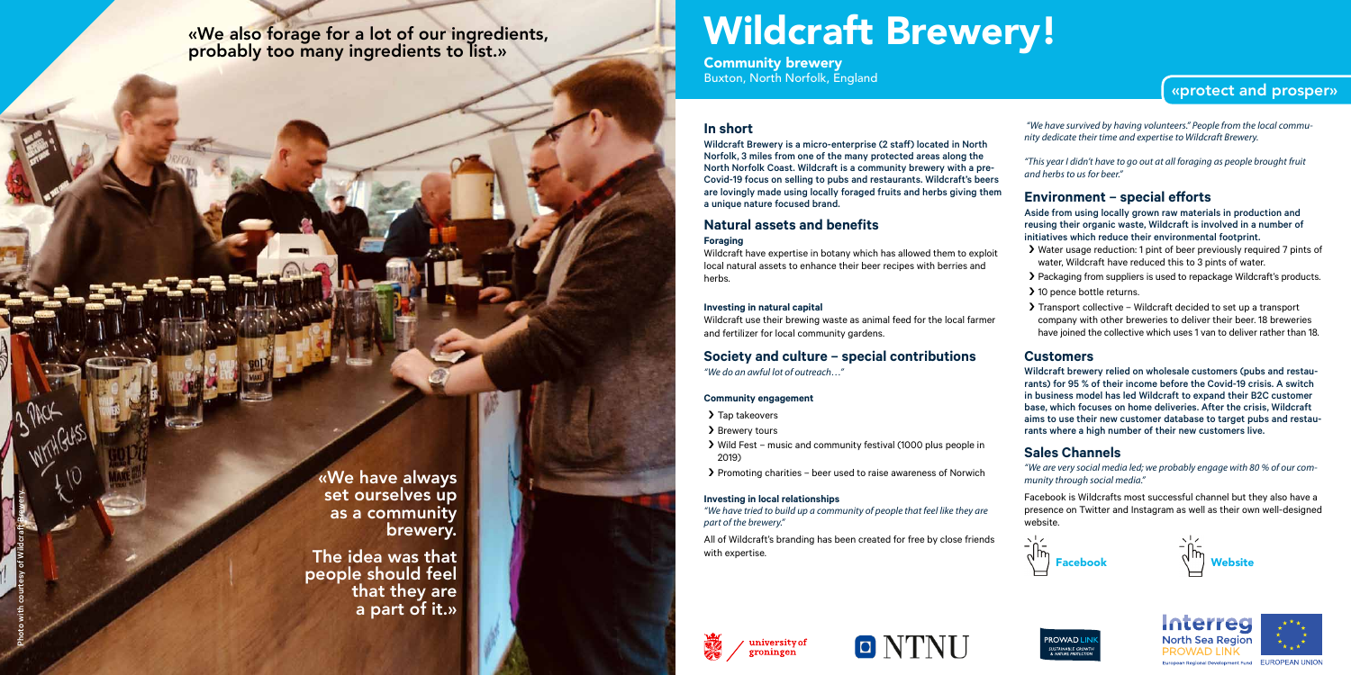«We also forage for a lot of our ingredients, probably too many ingredients to list.»

# Wildcraft Brewery!

**Community brewery**
Buxton, North Norfolk, England

«protect and prosper»

«We have always set ourselves up as a community brewery.

The idea was that people should feel that they are a part of it.»

Photo with courtesy of Wildcraft Brewery.

## In short

**Wildcraft Brewery is a micro-enterprise (2 staff) located in North Norfolk, 3 miles from one of the many protected areas along the North Norfolk Coast. Wildcraft is a community brewery with a pre-Covid-19 focus on selling to pubs and restaurants. Wildcraft's beers are lovingly made using locally foraged fruits and herbs giving them a unique nature focused brand.**

## Natural assets and benefits

### Foraging

Wildcraft have expertise in botany which has allowed them to exploit local natural assets to enhance their beer recipes with berries and herbs.

### Investing in natural capital

Wildcraft use their brewing waste as animal feed for the local farmer and fertilizer for local community gardens.

## Society and culture – special contributions

*"We do an awful lot of outreach…"*

### Community engagement

- Tap takeovers
- Brewery tours
- Wild Fest – music and community festival (1000 plus people in 2019)
- Promoting charities – beer used to raise awareness of Norwich

### Investing in local relationships

*"We have tried to build up a community of people that feel like they are part of the brewery."*

All of Wildcraft's branding has been created for free by close friends with expertise.

*"We have survived by having volunteers." People from the local community dedicate their time and expertise to Wildcraft Brewery.*

*"This year I didn't have to go out at all foraging as people brought fruit and herbs to us for beer."*

## Environment – special efforts

**Aside from using locally grown raw materials in production and reusing their organic waste, Wildcraft is involved in a number of initiatives which reduce their environmental footprint.**

- Water usage reduction: 1 pint of beer previously required 7 pints of water, Wildcraft have reduced this to 3 pints of water.
- Packaging from suppliers is used to repackage Wildcraft's products.
- 10 pence bottle returns.
- Transport collective – Wildcraft decided to set up a transport company with other breweries to deliver their beer. 18 breweries have joined the collective which uses 1 van to deliver rather than 18.

## Customers

**Wildcraft brewery relied on wholesale customers (pubs and restaurants) for 95 % of their income before the Covid-19 crisis. A switch in business model has led Wildcraft to expand their B2C customer base, which focuses on home deliveries. After the crisis, Wildcraft aims to use their new customer database to target pubs and restaurants where a high number of their new customers live.**

## Sales Channels

*"We are very social media led; we probably engage with 80 % of our community through social media."*

Facebook is Wildcrafts most successful channel but they also have a presence on Twitter and Instagram as well as their own well-designed website.

Facebook

Website